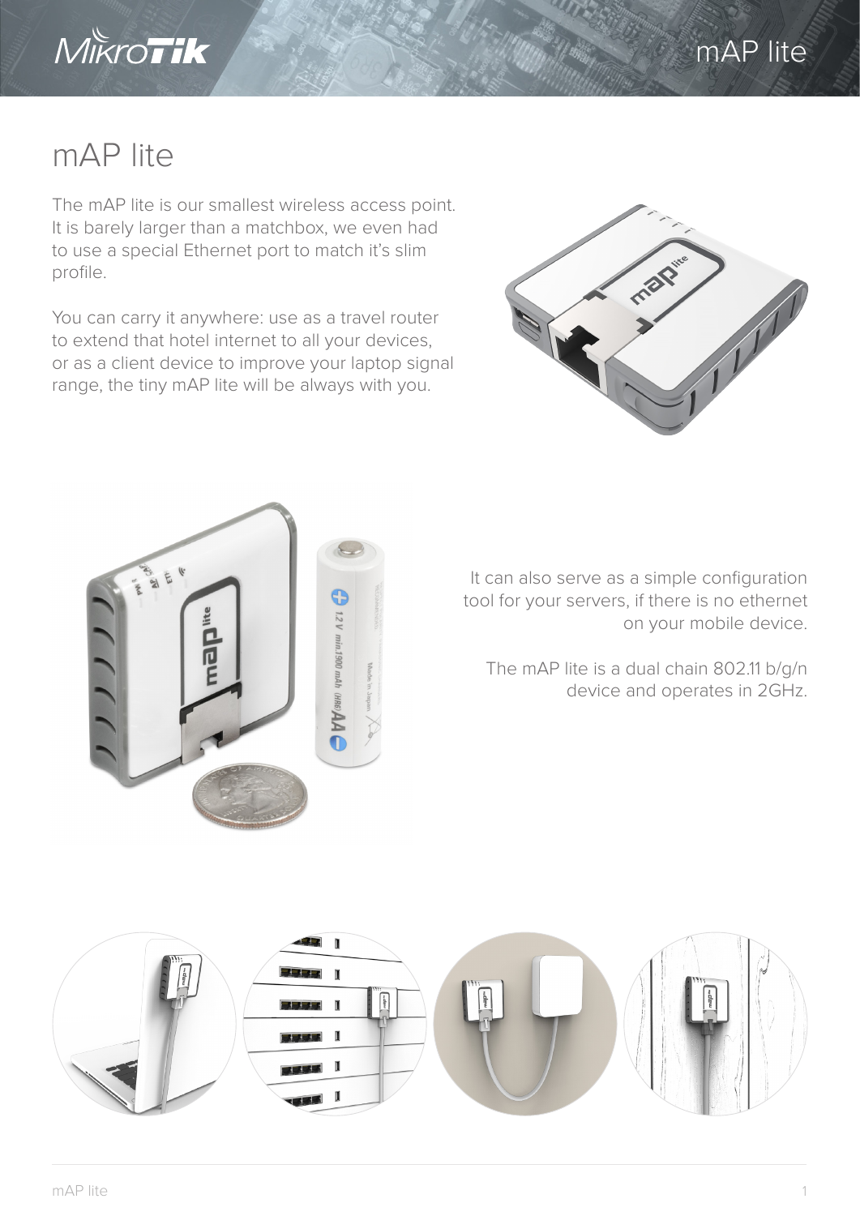# mAP lite

The mAP lite is our smallest wireless access point. It is barely larger than a matchbox, we even had to use a special Ethernet port to match it's slim profile.

You can carry it anywhere: use as a travel router to extend that hotel internet to all your devices, or as a client device to improve your laptop signal range, the tiny mAP lite will be always with you.

It can also serve as a simple configuration tool for your servers, if there is no ethernet on your mobile device.

The mAP lite is a dual chain 802.11 b/g/n device and operates in 2GHz.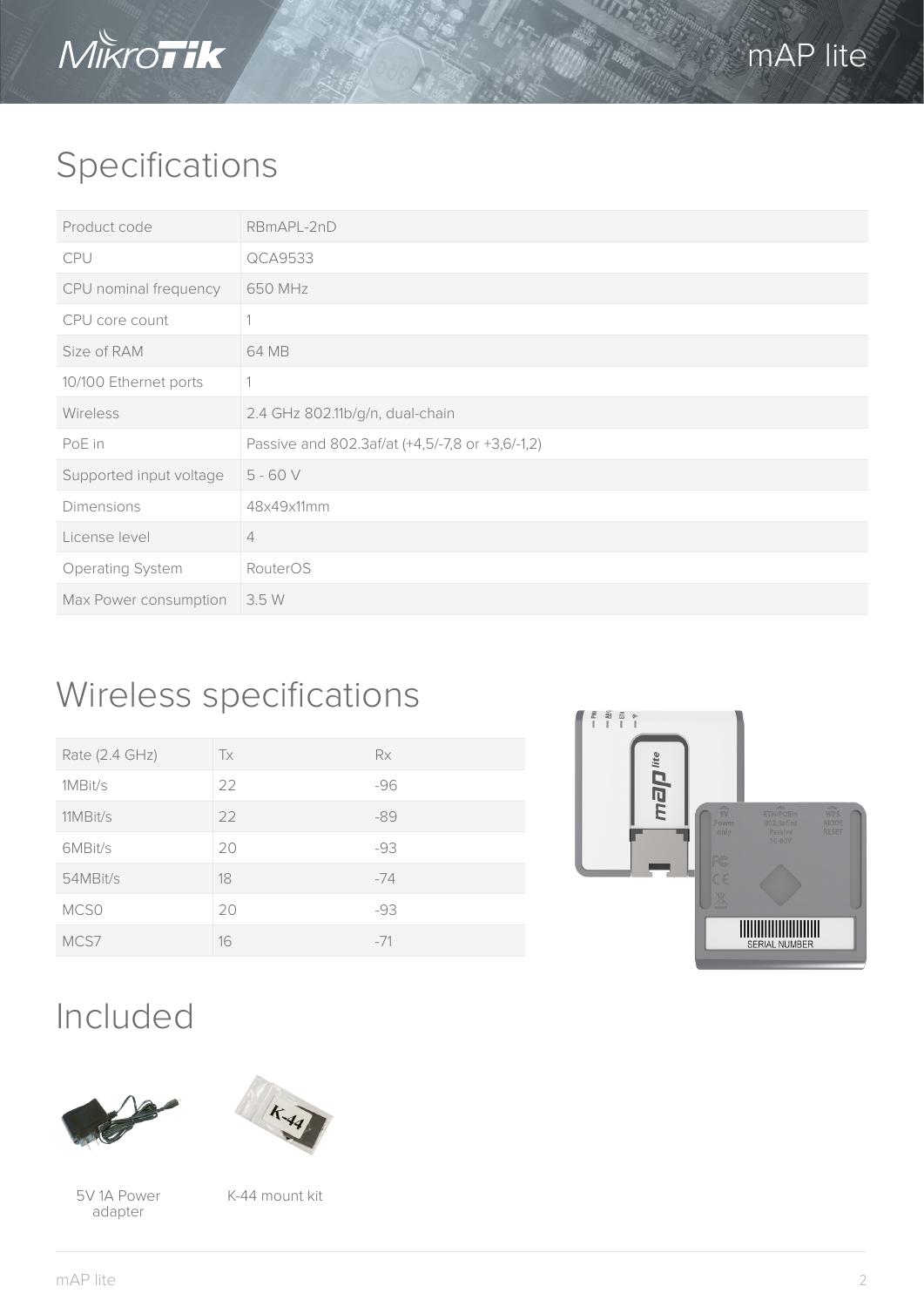# Specifications

| | |
|---|---|
| Product code | RBmAPL-2nD |
| CPU | QCA9533 |
| CPU nominal frequency | 650 MHz |
| CPU core count | 1 |
| Size of RAM | 64 MB |
| 10/100 Ethernet ports | 1 |
| Wireless | 2.4 GHz 802.11b/g/n, dual-chain |
| PoE in | Passive and 802.3af/at (+4,5/-7,8 or +3,6/-1,2) |
| Supported input voltage | 5 - 60 V |
| Dimensions | 48x49x11mm |
| License level | 4 |
| Operating System | RouterOS |
| Max Power consumption | 3.5 W |

# Wireless specifications

| Rate (2.4 GHz) | Tx | Rx |
|---|---|---|
| 1MBit/s | 22 | -96 |
| 11MBit/s | 22 | -89 |
| 6MBit/s | 20 | -93 |
| 54MBit/s | 18 | -74 |
| MCS0 | 20 | -93 |
| MCS7 | 16 | -71 |

# Included

5V 1A Power adapter

K-44 mount kit